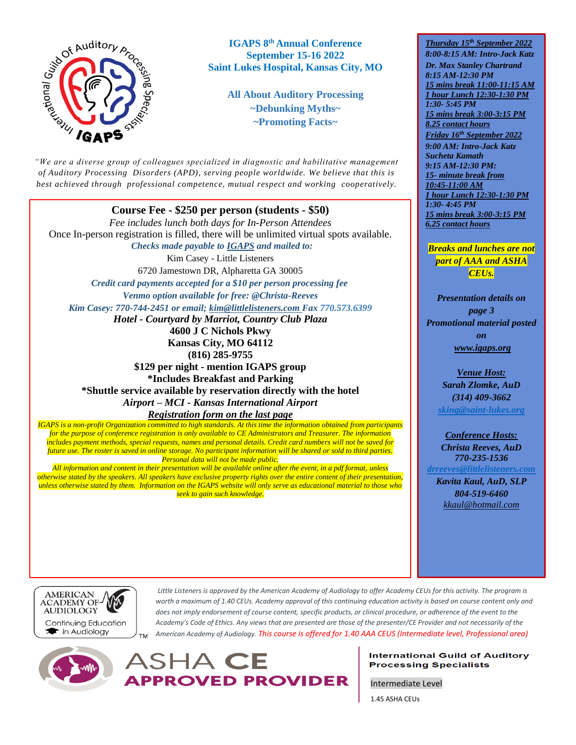# IGAPS 8th Annual Conference
## September 15-16 2022
## Saint Lukes Hospital, Kansas City, MO

### All About Auditory Processing
### ~Debunking Myths~
### ~Promoting Facts~

*"We are a diverse group of colleagues specialized in diagnostic and habilitative management of Auditory Processing Disorders (APD), serving people worldwide. We believe that this is best achieved through professional competence, mutual respect and working cooperatively.*

**Course Fee - $250 per person (students - $50)**

*Fee includes lunch both days for In-Person Attendees*

Once In-person registration is filled, there will be unlimited virtual spots available.

*Checks made payable to IGAPS and mailed to:*

Kim Casey - Little Listeners
6720 Jamestown DR, Alpharetta GA 30005

*Credit card payments accepted for a $10 per person processing fee*

*Venmo option available for free: @Christa-Reeves*

*Kim Casey: 770-744-2451 or email; kim@littlelisteners.com Fax 770.573.6399*

***Hotel - Courtyard by Marriot, Country Club Plaza***

**4600 J C Nichols Pkwy**
**Kansas City, MO 64112**
**(816) 285-9755**
**$129 per night - mention IGAPS group**
**\*Includes Breakfast and Parking**
**\*Shuttle service available by reservation directly with the hotel**

***Airport – MCI - Kansas International Airport***

***Registration form on the last page***

*IGAPS is a non-profit Organization committed to high standards. At this time the information obtained from participants for the purpose of conference registration is only available to CE Administrators and Treasurer. The information includes payment methods, special requests, names and personal details. Credit card numbers will not be saved for future use. The roster is saved in online storage. No participant information will be shared or sold to third parties. Personal data will not be made public.*

*All information and content in their presentation will be available online after the event, in a pdf format, unless otherwise stated by the speakers. All speakers have exclusive property rights over the entire content of their presentation, unless otherwise stated by them. Information on the IGAPS website will only serve as educational material to those who seek to gain such knowledge.*

***Thursday 15th September 2022***
***8:00-8:15 AM: Intro-Jack Katz***
***Dr. Max Stanley Chartrand***
***8:15 AM-12:30 PM***
***15 mins break 11:00-11:15 AM***
***1 hour Lunch 12:30-1:30 PM***
***1:30- 5:45 PM***
***15 mins break 3:00-3:15 PM***
***8.25 contact hours***

***Friday 16th September 2022***
***9:00 AM: Intro-Jack Katz***
***Sucheta Kamath***
***9:15 AM-12:30 PM:***
***15- minute break from 10:45-11:00 AM***
***1 hour Lunch 12:30-1:30 PM***
***1:30- 4:45 PM***
***15 mins break 3:00-3:15 PM***
***6.25 contact hours***

***Breaks and lunches are not part of AAA and ASHA CEUs.***

***Presentation details on page 3***
***Promotional material posted on www.igaps.org***

***Venue Host:***
***Sarah Zlomke, AuD***
***(314) 409-3662***
*sking@saint-lukes.org*

***Conference Hosts:***
***Christa Reeves, AuD***
***770-235-1536***
*drreeves@littlelisteners.com*
***Kavita Kaul, AuD, SLP***
***804-519-6460***
*kkaul@hotmail.com*

AMERICAN ACADEMY OF AUDIOLOGY Continuing Education in Audiology™

*Little Listeners is approved by the American Academy of Audiology to offer Academy CEUs for this activity. The program is worth a maximum of 1.40 CEUs. Academy approval of this continuing education activity is based on course content only and does not imply endorsement of course content, specific products, or clinical procedure, or adherence of the event to the Academy's Code of Ethics. Any views that are presented are those of the presenter/CE Provider and not necessarily of the American Academy of Audiology. This course is offered for 1.40 AAA CEUS (Intermediate level, Professional area)*

ASHA CE APPROVED PROVIDER

International Guild of Auditory Processing Specialists

Intermediate Level

1.45 ASHA CEUs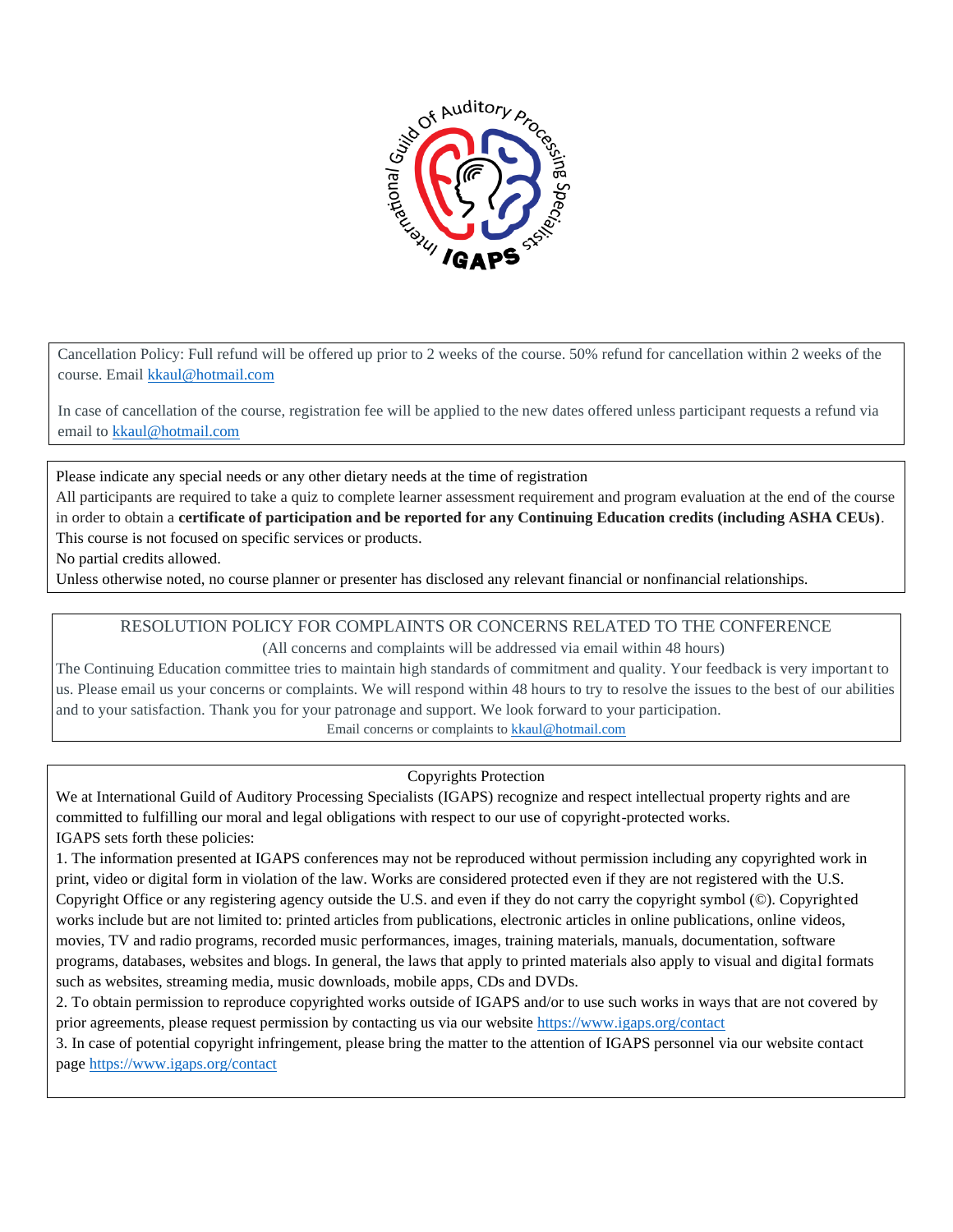Cancellation Policy: Full refund will be offered up prior to 2 weeks of the course. 50% refund for cancellation within 2 weeks of the course. Email kkaul@hotmail.com

In case of cancellation of the course, registration fee will be applied to the new dates offered unless participant requests a refund via email to kkaul@hotmail.com

Please indicate any special needs or any other dietary needs at the time of registration

All participants are required to take a quiz to complete learner assessment requirement and program evaluation at the end of the course in order to obtain a **certificate of participation and be reported for any Continuing Education credits (including ASHA CEUs)**.

This course is not focused on specific services or products.

No partial credits allowed.

Unless otherwise noted, no course planner or presenter has disclosed any relevant financial or nonfinancial relationships.

## RESOLUTION POLICY FOR COMPLAINTS OR CONCERNS RELATED TO THE CONFERENCE

(All concerns and complaints will be addressed via email within 48 hours)

The Continuing Education committee tries to maintain high standards of commitment and quality. Your feedback is very important to us. Please email us your concerns or complaints. We will respond within 48 hours to try to resolve the issues to the best of our abilities and to your satisfaction. Thank you for your patronage and support. We look forward to your participation.

Email concerns or complaints to kkaul@hotmail.com

## Copyrights Protection

We at International Guild of Auditory Processing Specialists (IGAPS) recognize and respect intellectual property rights and are committed to fulfilling our moral and legal obligations with respect to our use of copyright-protected works.

IGAPS sets forth these policies:

1. The information presented at IGAPS conferences may not be reproduced without permission including any copyrighted work in print, video or digital form in violation of the law. Works are considered protected even if they are not registered with the U.S. Copyright Office or any registering agency outside the U.S. and even if they do not carry the copyright symbol (©). Copyrighted works include but are not limited to: printed articles from publications, electronic articles in online publications, online videos, movies, TV and radio programs, recorded music performances, images, training materials, manuals, documentation, software programs, databases, websites and blogs. In general, the laws that apply to printed materials also apply to visual and digital formats such as websites, streaming media, music downloads, mobile apps, CDs and DVDs.
2. To obtain permission to reproduce copyrighted works outside of IGAPS and/or to use such works in ways that are not covered by prior agreements, please request permission by contacting us via our website https://www.igaps.org/contact
3. In case of potential copyright infringement, please bring the matter to the attention of IGAPS personnel via our website contact page https://www.igaps.org/contact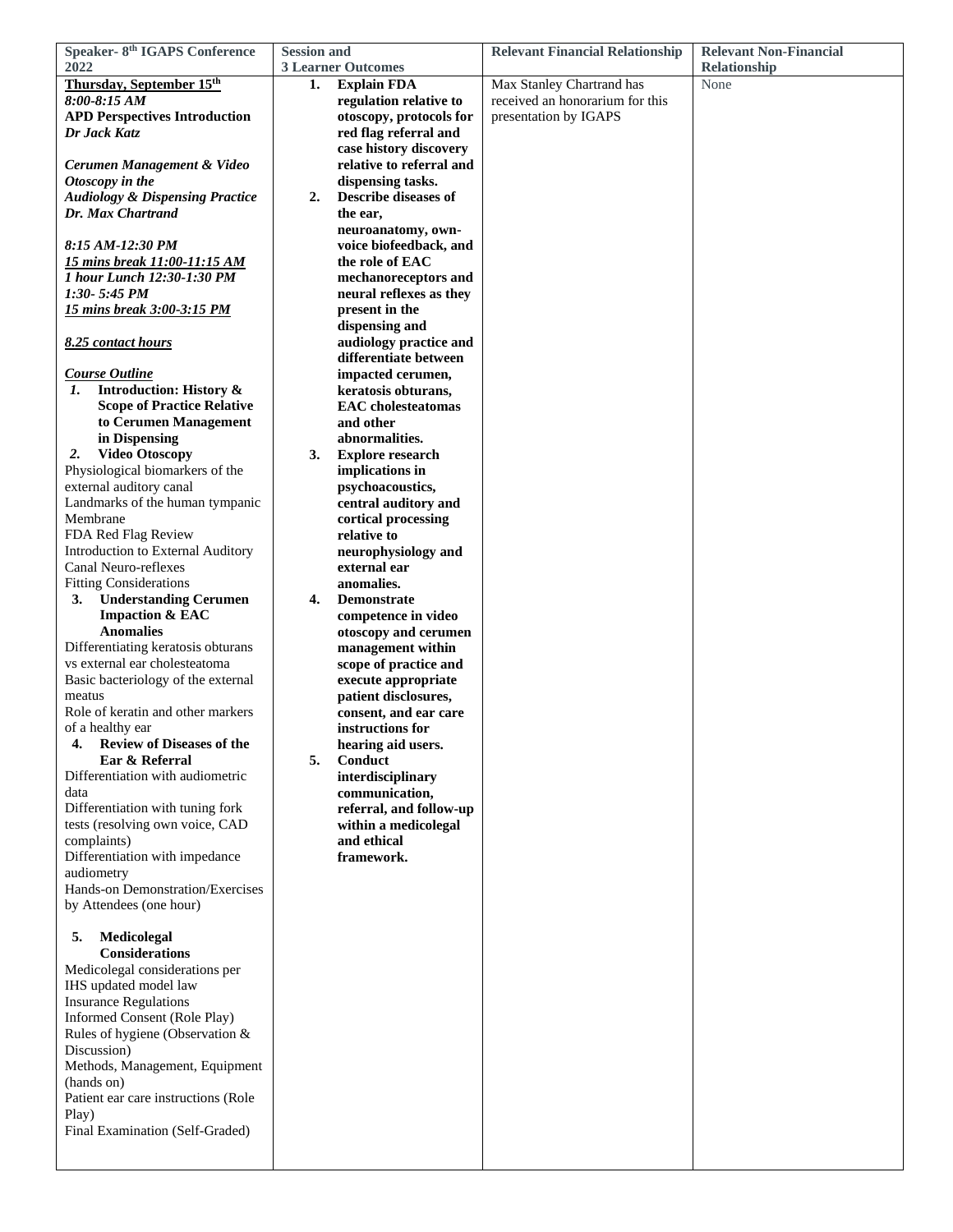| Speaker- 8th IGAPS Conference 2022 | Session and 3 Learner Outcomes | Relevant Financial Relationship | Relevant Non-Financial Relationship |
|---|---|---|---|
| **Thursday, September 15th**<br>*8:00-8:15 AM*<br>**APD Perspectives Introduction**<br>***Dr Jack Katz***<br><br>***Cerumen Management & Video Otoscopy in the Audiology & Dispensing Practice***<br>***Dr. Max Chartrand***<br><br>*8:15 AM-12:30 PM*<br>*15 mins break 11:00-11:15 AM*<br>*1 hour Lunch 12:30-1:30 PM*<br>*1:30- 5:45 PM*<br>*15 mins break 3:00-3:15 PM*<br><br>*8.25 contact hours*<br><br>*Course Outline*<br>*1.* **Introduction: History & Scope of Practice Relative to Cerumen Management in Dispensing**<br>*2.* **Video Otoscopy**<br>Physiological biomarkers of the external auditory canal<br>Landmarks of the human tympanic Membrane<br>FDA Red Flag Review<br>Introduction to External Auditory Canal Neuro-reflexes<br>Fitting Considerations<br>**3. Understanding Cerumen Impaction & EAC Anomalies**<br>Differentiating keratosis obturans vs external ear cholesteatoma<br>Basic bacteriology of the external meatus<br>Role of keratin and other markers of a healthy ear<br>**4. Review of Diseases of the Ear & Referral**<br>Differentiation with audiometric data<br>Differentiation with tuning fork tests (resolving own voice, CAD complaints)<br>Differentiation with impedance audiometry<br>Hands-on Demonstration/Exercises by Attendees (one hour)<br><br>**5. Medicolegal Considerations**<br>Medicolegal considerations per IHS updated model law<br>Insurance Regulations<br>Informed Consent (Role Play)<br>Rules of hygiene (Observation & Discussion)<br>Methods, Management, Equipment (hands on)<br>Patient ear care instructions (Role Play)<br>Final Examination (Self-Graded) | **1. Explain FDA regulation relative to otoscopy, protocols for red flag referral and case history discovery relative to referral and dispensing tasks.**<br>**2. Describe diseases of the ear, neuroanatomy, own-voice biofeedback, and the role of EAC mechanoreceptors and neural reflexes as they present in the dispensing and audiology practice and differentiate between impacted cerumen, keratosis obturans, EAC cholesteatomas and other abnormalities.**<br>**3. Explore research implications in psychoacoustics, central auditory and cortical processing relative to neurophysiology and external ear anomalies.**<br>**4. Demonstrate competence in video otoscopy and cerumen management within scope of practice and execute appropriate patient disclosures, consent, and ear care instructions for hearing aid users.**<br>**5. Conduct interdisciplinary communication, referral, and follow-up within a medicolegal and ethical framework.** | Max Stanley Chartrand has received an honorarium for this presentation by IGAPS | None |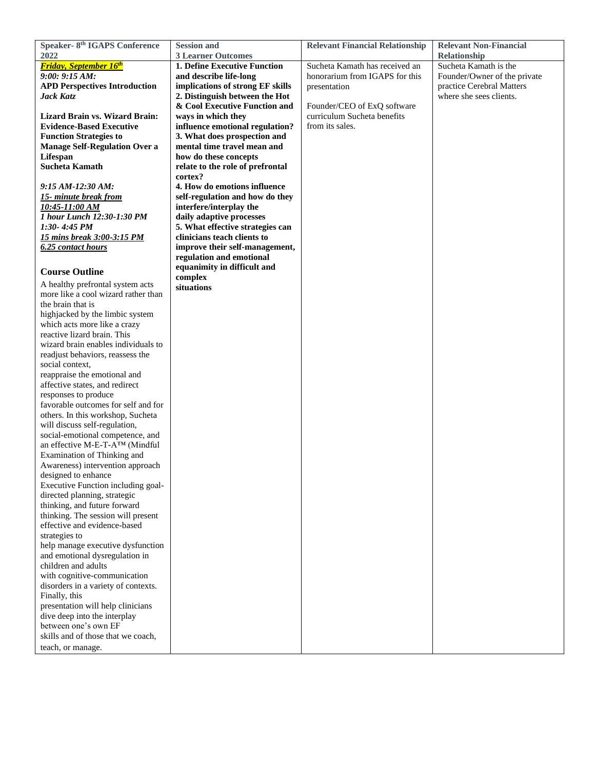| Speaker- 8th IGAPS Conference 2022 | Session and 3 Learner Outcomes | Relevant Financial Relationship | Relevant Non-Financial Relationship |
|---|---|---|---|
| ***Friday, September 16th***<br>*9:00: 9:15 AM:*<br>**APD Perspectives Introduction**<br>***Jack Katz***<br><br>**Lizard Brain vs. Wizard Brain: Evidence-Based Executive Function Strategies to Manage Self-Regulation Over a Lifespan**<br>**Sucheta Kamath**<br><br>*9:15 AM-12:30 AM:*<br>*15- minute break from 10:45-11:00 AM*<br>*1 hour Lunch 12:30-1:30 PM*<br>*1:30- 4:45 PM*<br>*15 mins break 3:00-3:15 PM*<br>*6.25 contact hours*<br><br>**Course Outline**<br>A healthy prefrontal system acts more like a cool wizard rather than the brain that is highjacked by the limbic system which acts more like a crazy reactive lizard brain. This wizard brain enables individuals to readjust behaviors, reassess the social context, reappraise the emotional and affective states, and redirect responses to produce favorable outcomes for self and for others. In this workshop, Sucheta will discuss self-regulation, social-emotional competence, and an effective M-E-T-A™ (Mindful Examination of Thinking and Awareness) intervention approach designed to enhance Executive Function including goal-directed planning, strategic thinking, and future forward thinking. The session will present effective and evidence-based strategies to help manage executive dysfunction and emotional dysregulation in children and adults with cognitive-communication disorders in a variety of contexts. Finally, this presentation will help clinicians dive deep into the interplay between one's own EF skills and of those that we coach, teach, or manage. | **1. Define Executive Function and describe life-long implications of strong EF skills**<br>**2. Distinguish between the Hot & Cool Executive Function and ways in which they influence emotional regulation?**<br>**3. What does prospection and mental time travel mean and how do these concepts relate to the role of prefrontal cortex?**<br>**4. How do emotions influence self-regulation and how do they interfere/interplay the daily adaptive processes**<br>**5. What effective strategies can clinicians teach clients to improve their self-management, regulation and emotional equanimity in difficult and complex situations** | Sucheta Kamath has received an honorarium from IGAPS for this presentation<br><br>Founder/CEO of ExQ software curriculum Sucheta benefits from its sales. | Sucheta Kamath is the Founder/Owner of the private practice Cerebral Matters where she sees clients. |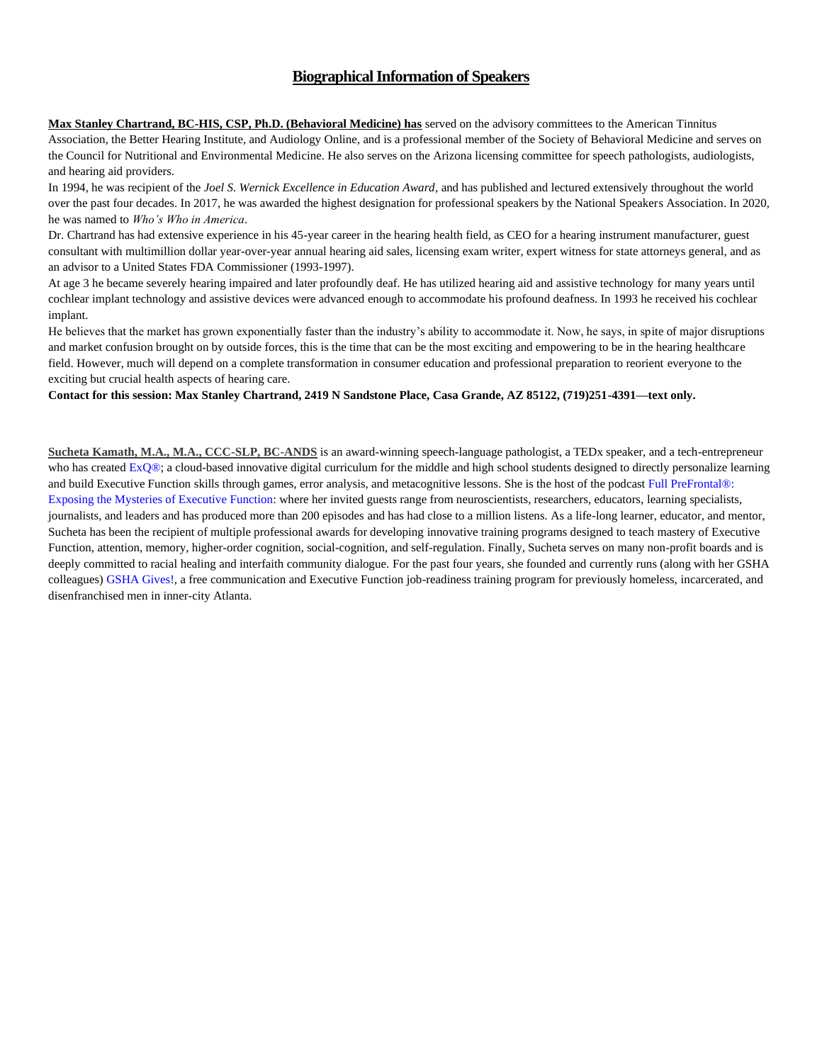# Biographical Information of Speakers

**Max Stanley Chartrand, BC-HIS, CSP, Ph.D. (Behavioral Medicine) has** served on the advisory committees to the American Tinnitus Association, the Better Hearing Institute, and Audiology Online, and is a professional member of the Society of Behavioral Medicine and serves on the Council for Nutritional and Environmental Medicine. He also serves on the Arizona licensing committee for speech pathologists, audiologists, and hearing aid providers.

In 1994, he was recipient of the *Joel S. Wernick Excellence in Education Award*, and has published and lectured extensively throughout the world over the past four decades. In 2017, he was awarded the highest designation for professional speakers by the National Speakers Association. In 2020, he was named to *Who's Who in America*.

Dr. Chartrand has had extensive experience in his 45-year career in the hearing health field, as CEO for a hearing instrument manufacturer, guest consultant with multimillion dollar year-over-year annual hearing aid sales, licensing exam writer, expert witness for state attorneys general, and as an advisor to a United States FDA Commissioner (1993-1997).

At age 3 he became severely hearing impaired and later profoundly deaf. He has utilized hearing aid and assistive technology for many years until cochlear implant technology and assistive devices were advanced enough to accommodate his profound deafness. In 1993 he received his cochlear implant.

He believes that the market has grown exponentially faster than the industry's ability to accommodate it. Now, he says, in spite of major disruptions and market confusion brought on by outside forces, this is the time that can be the most exciting and empowering to be in the hearing healthcare field. However, much will depend on a complete transformation in consumer education and professional preparation to reorient everyone to the exciting but crucial health aspects of hearing care.

**Contact for this session: Max Stanley Chartrand, 2419 N Sandstone Place, Casa Grande, AZ 85122, (719)251-4391—text only.**

**Sucheta Kamath, M.A., M.A., CCC-SLP, BC-ANDS** is an award-winning speech-language pathologist, a TEDx speaker, and a tech-entrepreneur who has created ExQ®; a cloud-based innovative digital curriculum for the middle and high school students designed to directly personalize learning and build Executive Function skills through games, error analysis, and metacognitive lessons. She is the host of the podcast Full PreFrontal®: Exposing the Mysteries of Executive Function: where her invited guests range from neuroscientists, researchers, educators, learning specialists, journalists, and leaders and has produced more than 200 episodes and has had close to a million listens. As a life-long learner, educator, and mentor, Sucheta has been the recipient of multiple professional awards for developing innovative training programs designed to teach mastery of Executive Function, attention, memory, higher-order cognition, social-cognition, and self-regulation. Finally, Sucheta serves on many non-profit boards and is deeply committed to racial healing and interfaith community dialogue. For the past four years, she founded and currently runs (along with her GSHA colleagues) GSHA Gives!, a free communication and Executive Function job-readiness training program for previously homeless, incarcerated, and disenfranchised men in inner-city Atlanta.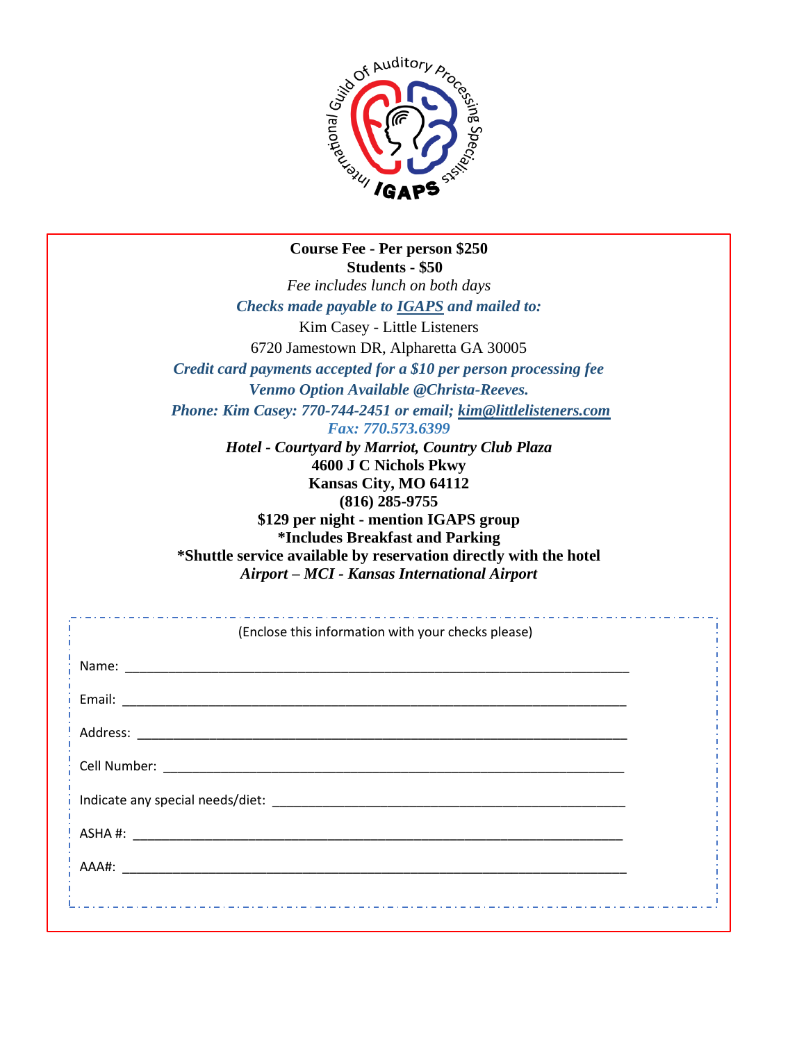**Course Fee - Per person $250**
**Students - $50**

*Fee includes lunch on both days*

***Checks made payable to IGAPS and mailed to:***

Kim Casey - Little Listeners

6720 Jamestown DR, Alpharetta GA 30005

***Credit card payments accepted for a $10 per person processing fee***

***Venmo Option Available @Christa-Reeves.***

***Phone: Kim Casey: 770-744-2451 or email; kim@littlelisteners.com***

*Fax: 770.573.6399*

***Hotel - Courtyard by Marriot, Country Club Plaza***

**4600 J C Nichols Pkwy**
**Kansas City, MO 64112**
**(816) 285-9755**
**$129 per night - mention IGAPS group**
**\*Includes Breakfast and Parking**
**\*Shuttle service available by reservation directly with the hotel**

***Airport – MCI - Kansas International Airport***

(Enclose this information with your checks please)

Name: ______________________________________________________________________

Email: ______________________________________________________________________

Address: ____________________________________________________________________

Cell Number: ________________________________________________________________

Indicate any special needs/diet: _______________________________________________

ASHA #: ____________________________________________________________________

AAA#: ______________________________________________________________________